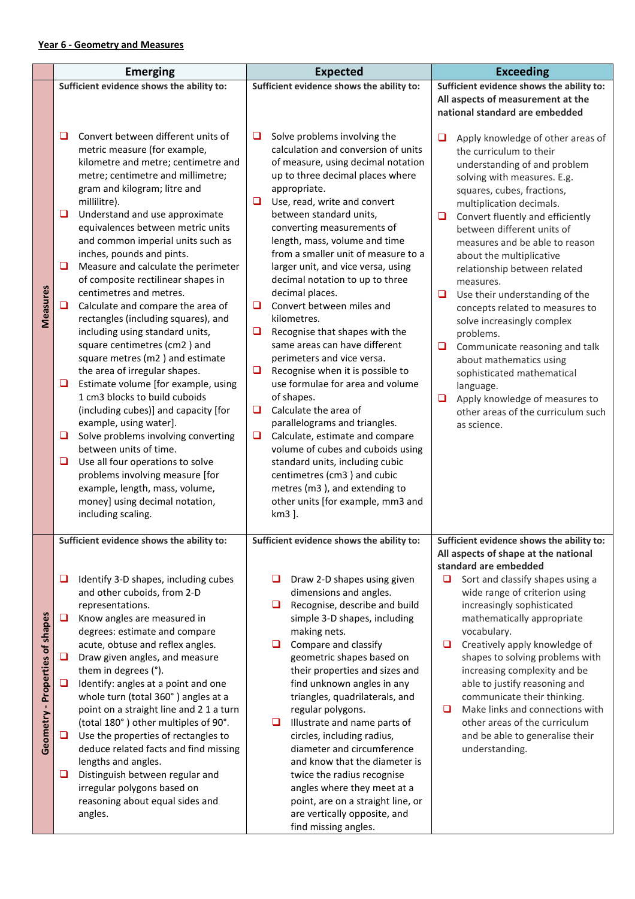**Year 6 - Geometry and Measures**

| | Emerging | Expected | Exceeding |
|---|---|---|---|
| **Measures** | **Sufficient evidence shows the ability to:**<br><br>❑ Convert between different units of metric measure (for example, kilometre and metre; centimetre and metre; centimetre and millimetre; gram and kilogram; litre and millilitre).<br>❑ Understand and use approximate equivalences between metric units and common imperial units such as inches, pounds and pints.<br>❑ Measure and calculate the perimeter of composite rectilinear shapes in centimetres and metres.<br>❑ Calculate and compare the area of rectangles (including squares), and including using standard units, square centimetres (cm2 ) and square metres (m2 ) and estimate the area of irregular shapes.<br>❑ Estimate volume [for example, using 1 cm3 blocks to build cuboids (including cubes)] and capacity [for example, using water].<br>❑ Solve problems involving converting between units of time.<br>❑ Use all four operations to solve problems involving measure [for example, length, mass, volume, money] using decimal notation, including scaling. | **Sufficient evidence shows the ability to:**<br><br>❑ Solve problems involving the calculation and conversion of units of measure, using decimal notation up to three decimal places where appropriate.<br>❑ Use, read, write and convert between standard units, converting measurements of length, mass, volume and time from a smaller unit of measure to a larger unit, and vice versa, using decimal notation to up to three decimal places.<br>❑ Convert between miles and kilometres.<br>❑ Recognise that shapes with the same areas can have different perimeters and vice versa.<br>❑ Recognise when it is possible to use formulae for area and volume of shapes.<br>❑ Calculate the area of parallelograms and triangles.<br>❑ Calculate, estimate and compare volume of cubes and cuboids using standard units, including cubic centimetres (cm3 ) and cubic metres (m3 ), and extending to other units [for example, mm3 and km3 ]. | **Sufficient evidence shows the ability to:**<br>**All aspects of measurement at the national standard are embedded**<br><br>❑ Apply knowledge of other areas of the curriculum to their understanding of and problem solving with measures. E.g. squares, cubes, fractions, multiplication decimals.<br>❑ Convert fluently and efficiently between different units of measures and be able to reason about the multiplicative relationship between related measures.<br>❑ Use their understanding of the concepts related to measures to solve increasingly complex problems.<br>❑ Communicate reasoning and talk about mathematics using sophisticated mathematical language.<br>❑ Apply knowledge of measures to other areas of the curriculum such as science. |
| **Geometry - Properties of shapes** | **Sufficient evidence shows the ability to:**<br><br>❑ Identify 3-D shapes, including cubes and other cuboids, from 2-D representations.<br>❑ Know angles are measured in degrees: estimate and compare acute, obtuse and reflex angles.<br>❑ Draw given angles, and measure them in degrees (°).<br>❑ Identify: angles at a point and one whole turn (total 360° ) angles at a point on a straight line and 2 1 a turn (total 180° ) other multiples of 90°.<br>❑ Use the properties of rectangles to deduce related facts and find missing lengths and angles.<br>❑ Distinguish between regular and irregular polygons based on reasoning about equal sides and angles. | **Sufficient evidence shows the ability to:**<br><br>❑ Draw 2-D shapes using given dimensions and angles.<br>❑ Recognise, describe and build simple 3-D shapes, including making nets.<br>❑ Compare and classify geometric shapes based on their properties and sizes and find unknown angles in any triangles, quadrilaterals, and regular polygons.<br>❑ Illustrate and name parts of circles, including radius, diameter and circumference and know that the diameter is twice the radius recognise angles where they meet at a point, are on a straight line, or are vertically opposite, and find missing angles. | **Sufficient evidence shows the ability to:**<br>**All aspects of shape at the national standard are embedded**<br><br>❑ Sort and classify shapes using a wide range of criterion using increasingly sophisticated mathematically appropriate vocabulary.<br>❑ Creatively apply knowledge of shapes to solving problems with increasing complexity and be able to justify reasoning and communicate their thinking.<br>❑ Make links and connections with other areas of the curriculum and be able to generalise their understanding. |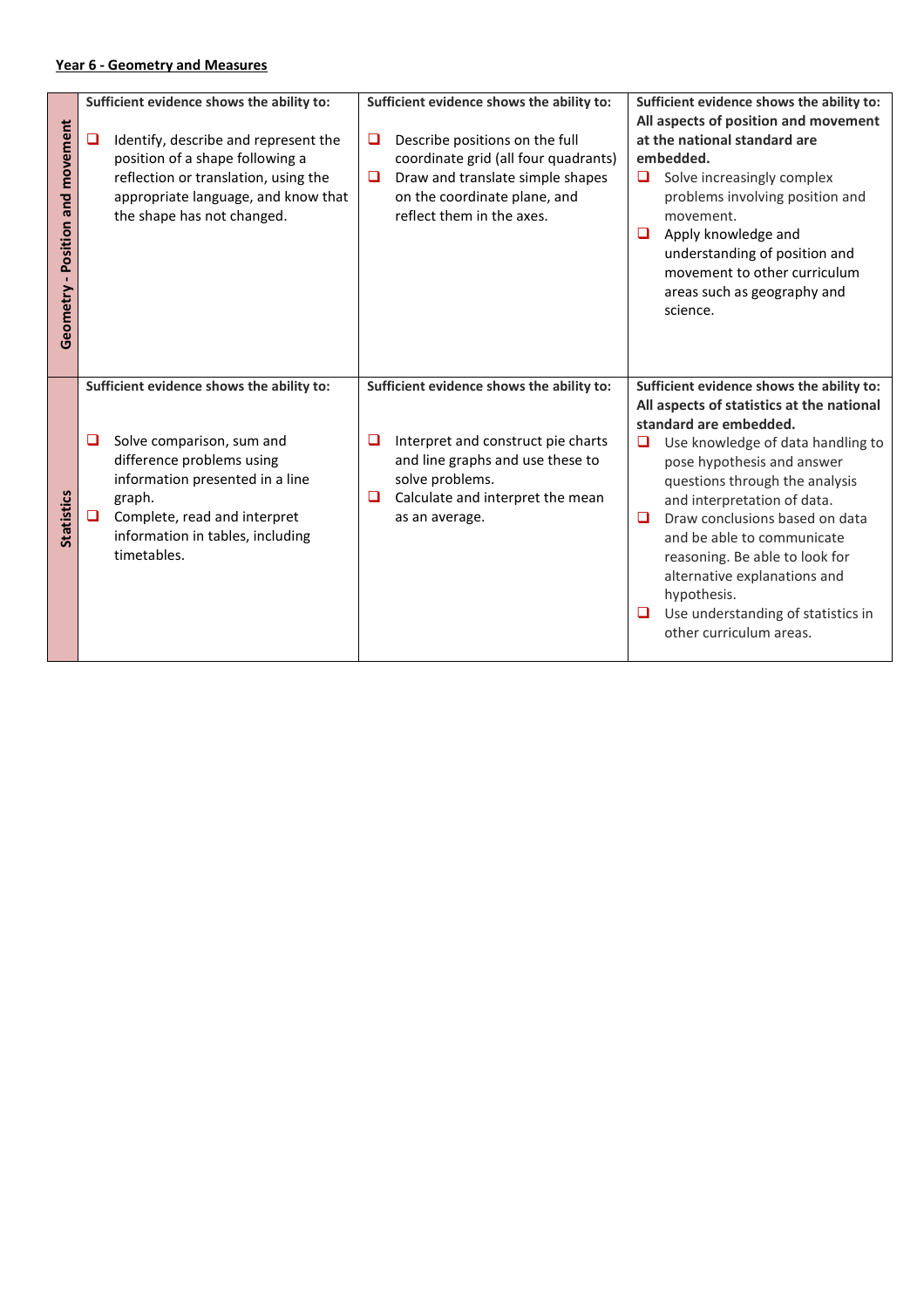**<u>Year 6 - Geometry and Measures</u>**

| | | | |
|---|---|---|---|
| **Geometry - Position and movement** | **Sufficient evidence shows the ability to:**<br><br>❑ Identify, describe and represent the position of a shape following a reflection or translation, using the appropriate language, and know that the shape has not changed. | **Sufficient evidence shows the ability to:**<br><br>❑ Describe positions on the full coordinate grid (all four quadrants)<br>❑ Draw and translate simple shapes on the coordinate plane, and reflect them in the axes. | **Sufficient evidence shows the ability to:**<br>**All aspects of position and movement at the national standard are embedded.**<br>❑ Solve increasingly complex problems involving position and movement.<br>❑ Apply knowledge and understanding of position and movement to other curriculum areas such as geography and science. |
| **Statistics** | **Sufficient evidence shows the ability to:**<br><br>❑ Solve comparison, sum and difference problems using information presented in a line graph.<br>❑ Complete, read and interpret information in tables, including timetables. | **Sufficient evidence shows the ability to:**<br><br>❑ Interpret and construct pie charts and line graphs and use these to solve problems.<br>❑ Calculate and interpret the mean as an average. | **Sufficient evidence shows the ability to:**<br>**All aspects of statistics at the national standard are embedded.**<br>❑ Use knowledge of data handling to pose hypothesis and answer questions through the analysis and interpretation of data.<br>❑ Draw conclusions based on data and be able to communicate reasoning. Be able to look for alternative explanations and hypothesis.<br>❑ Use understanding of statistics in other curriculum areas. |